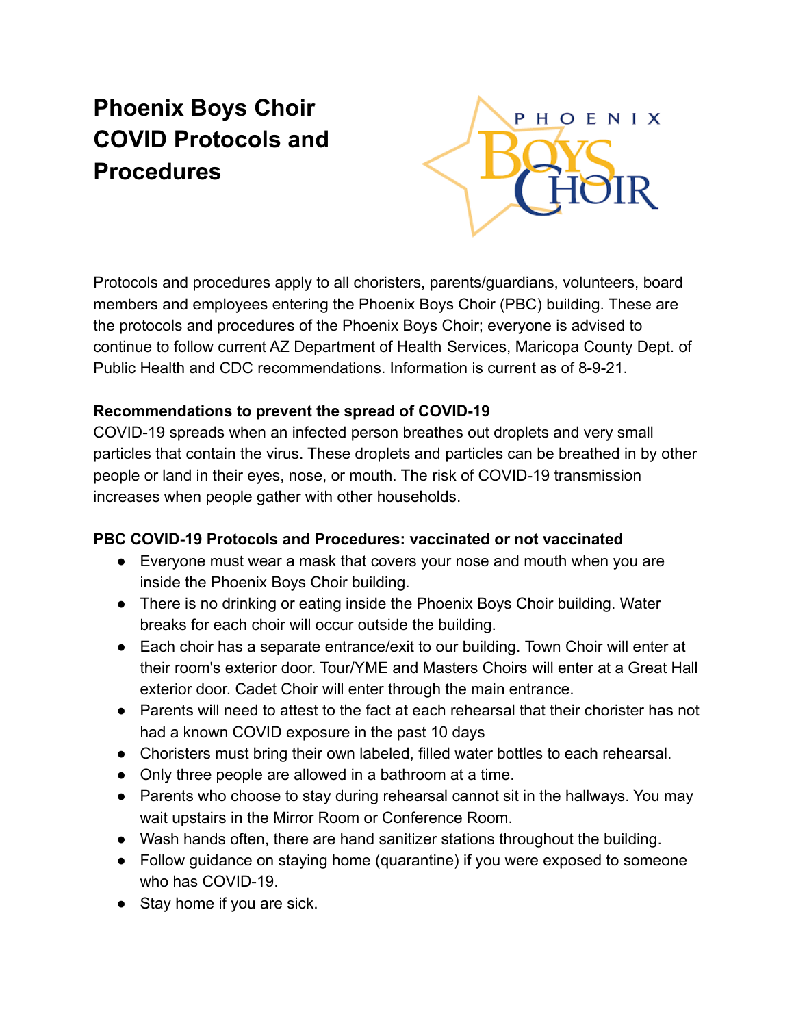# Phoenix Boys Choir COVID Protocols and Procedures

Protocols and procedures apply to all choristers, parents/guardians, volunteers, board members and employees entering the Phoenix Boys Choir (PBC) building. These are the protocols and procedures of the Phoenix Boys Choir; everyone is advised to continue to follow current AZ Department of Health Services, Maricopa County Dept. of Public Health and CDC recommendations. Information is current as of 8-9-21.

**Recommendations to prevent the spread of COVID-19**

COVID-19 spreads when an infected person breathes out droplets and very small particles that contain the virus. These droplets and particles can be breathed in by other people or land in their eyes, nose, or mouth. The risk of COVID-19 transmission increases when people gather with other households.

**PBC COVID-19 Protocols and Procedures: vaccinated or not vaccinated**

- Everyone must wear a mask that covers your nose and mouth when you are inside the Phoenix Boys Choir building.
- There is no drinking or eating inside the Phoenix Boys Choir building. Water breaks for each choir will occur outside the building.
- Each choir has a separate entrance/exit to our building. Town Choir will enter at their room's exterior door. Tour/YME and Masters Choirs will enter at a Great Hall exterior door. Cadet Choir will enter through the main entrance.
- Parents will need to attest to the fact at each rehearsal that their chorister has not had a known COVID exposure in the past 10 days
- Choristers must bring their own labeled, filled water bottles to each rehearsal.
- Only three people are allowed in a bathroom at a time.
- Parents who choose to stay during rehearsal cannot sit in the hallways. You may wait upstairs in the Mirror Room or Conference Room.
- Wash hands often, there are hand sanitizer stations throughout the building.
- Follow guidance on staying home (quarantine) if you were exposed to someone who has COVID-19.
- Stay home if you are sick.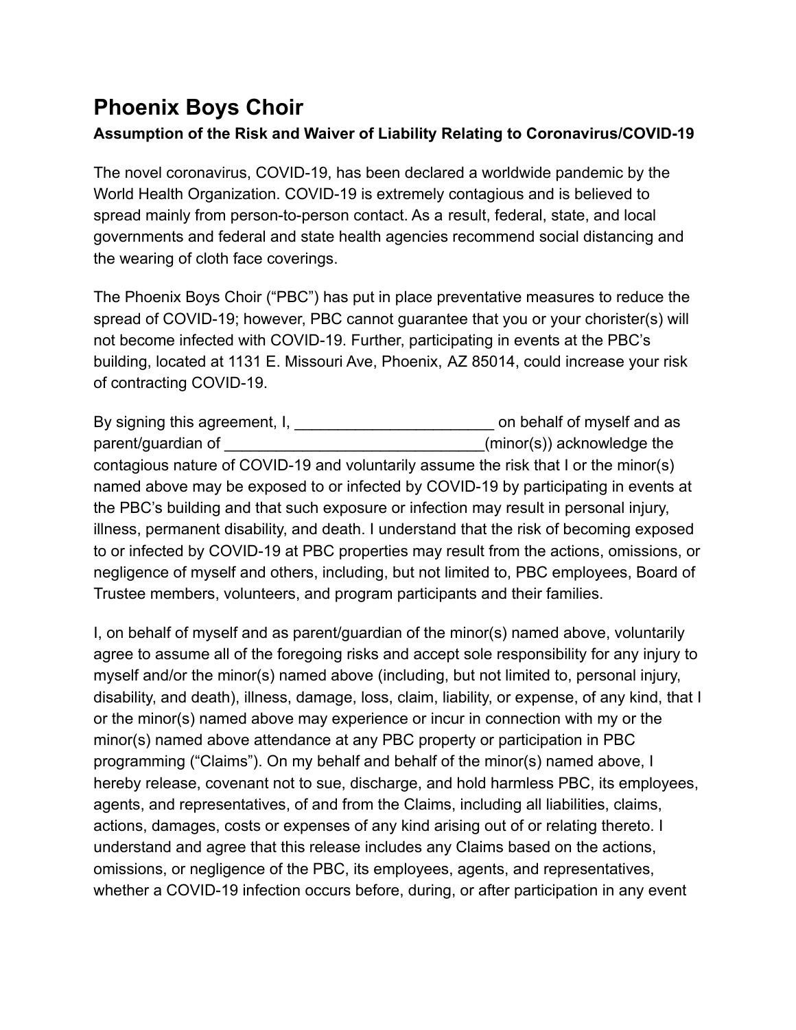# Phoenix Boys Choir

**Assumption of the Risk and Waiver of Liability Relating to Coronavirus/COVID-19**

The novel coronavirus, COVID-19, has been declared a worldwide pandemic by the World Health Organization. COVID-19 is extremely contagious and is believed to spread mainly from person-to-person contact. As a result, federal, state, and local governments and federal and state health agencies recommend social distancing and the wearing of cloth face coverings.

The Phoenix Boys Choir ("PBC") has put in place preventative measures to reduce the spread of COVID-19; however, PBC cannot guarantee that you or your chorister(s) will not become infected with COVID-19. Further, participating in events at the PBC's building, located at 1131 E. Missouri Ave, Phoenix, AZ 85014, could increase your risk of contracting COVID-19.

By signing this agreement, I, _______________________ on behalf of myself and as parent/guardian of _____________________________(minor(s)) acknowledge the contagious nature of COVID-19 and voluntarily assume the risk that I or the minor(s) named above may be exposed to or infected by COVID-19 by participating in events at the PBC's building and that such exposure or infection may result in personal injury, illness, permanent disability, and death. I understand that the risk of becoming exposed to or infected by COVID-19 at PBC properties may result from the actions, omissions, or negligence of myself and others, including, but not limited to, PBC employees, Board of Trustee members, volunteers, and program participants and their families.

I, on behalf of myself and as parent/guardian of the minor(s) named above, voluntarily agree to assume all of the foregoing risks and accept sole responsibility for any injury to myself and/or the minor(s) named above (including, but not limited to, personal injury, disability, and death), illness, damage, loss, claim, liability, or expense, of any kind, that I or the minor(s) named above may experience or incur in connection with my or the minor(s) named above attendance at any PBC property or participation in PBC programming ("Claims"). On my behalf and behalf of the minor(s) named above, I hereby release, covenant not to sue, discharge, and hold harmless PBC, its employees, agents, and representatives, of and from the Claims, including all liabilities, claims, actions, damages, costs or expenses of any kind arising out of or relating thereto. I understand and agree that this release includes any Claims based on the actions, omissions, or negligence of the PBC, its employees, agents, and representatives, whether a COVID-19 infection occurs before, during, or after participation in any event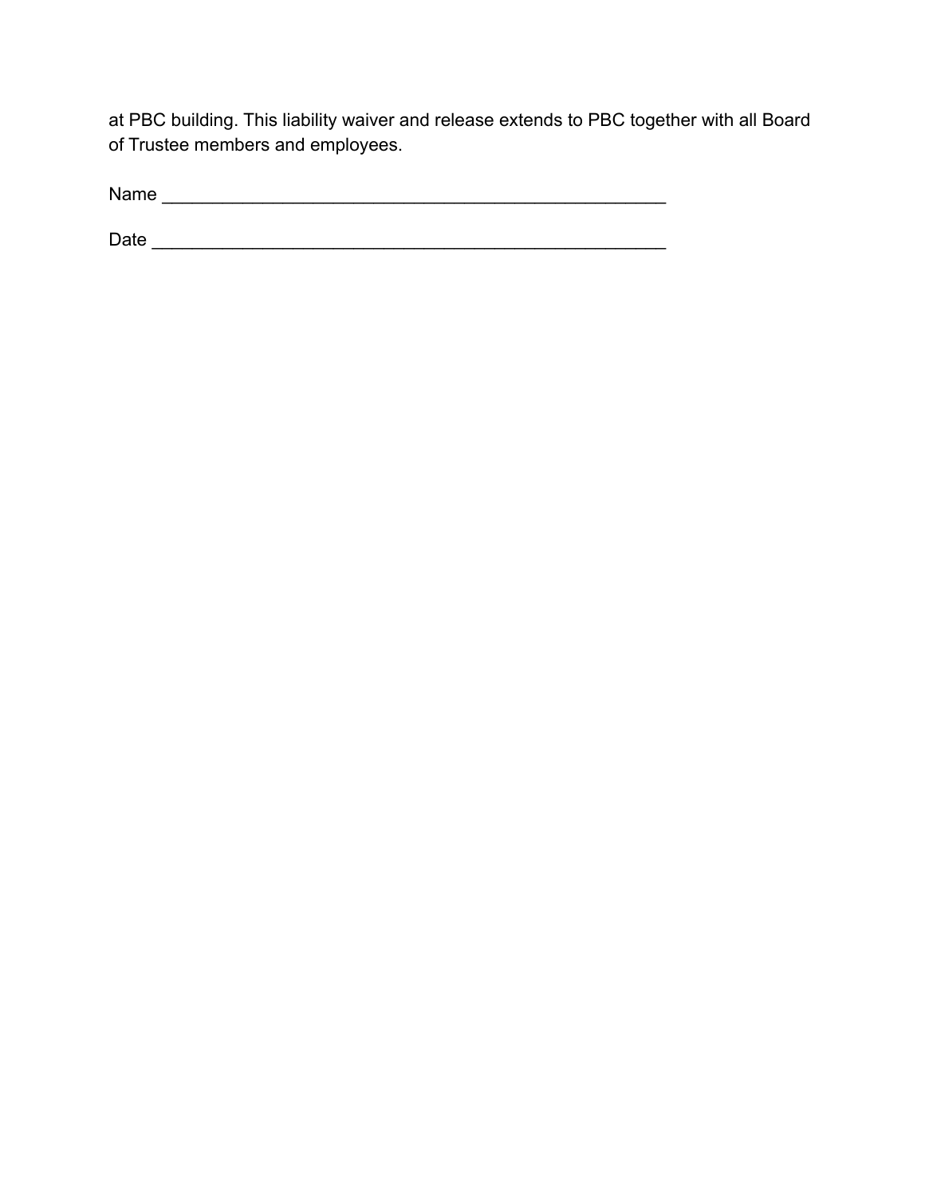at PBC building. This liability waiver and release extends to PBC together with all Board of Trustee members and employees.

Name ___________________________________________________

Date ____________________________________________________